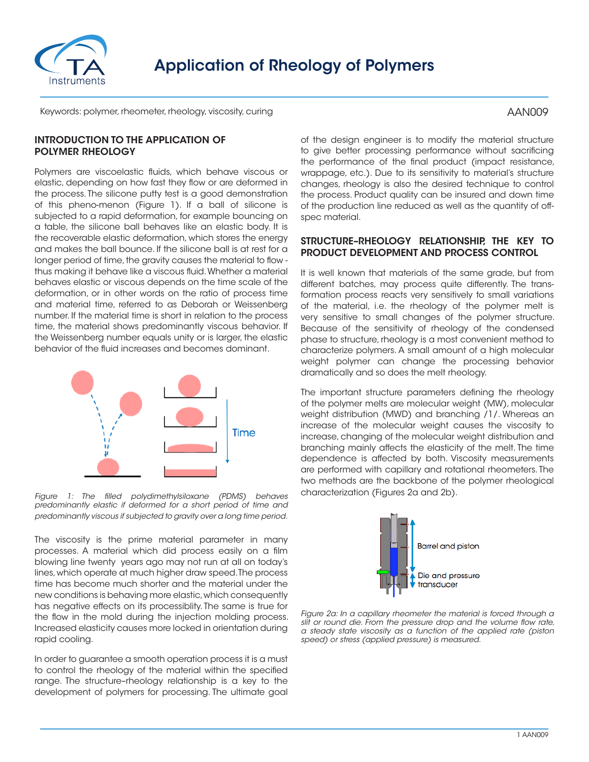# Application of Rheology of Polymers

Keywords: polymer, rheometer, rheology, viscosity, curing

AAN009

## INTRODUCTION TO THE APPLICATION OF POLYMER RHEOLOGY

Polymers are viscoelastic fluids, which behave viscous or elastic, depending on how fast they flow or are deformed in the process. The silicone putty test is a good demonstration of this pheno-menon (Figure 1). If a ball of silicone is subjected to a rapid deformation, for example bouncing on a table, the silicone ball behaves like an elastic body. It is the recoverable elastic deformation, which stores the energy and makes the ball bounce. If the silicone ball is at rest for a longer period of time, the gravity causes the material to flow - thus making it behave like a viscous fluid. Whether a material behaves elastic or viscous depends on the time scale of the deformation, or in other words on the ratio of process time and material time, referred to as Deborah or Weissenberg number. If the material time is short in relation to the process time, the material shows predominantly viscous behavior. If the Weissenberg number equals unity or is larger, the elastic behavior of the fluid increases and becomes dominant.

*Figure 1: The filled polydimethylsiloxane (PDMS) behaves predominantly elastic if deformed for a short period of time and predominantly viscous if subjected to gravity over a long time period.*

The viscosity is the prime material parameter in many processes. A material which did process easily on a film blowing line twenty years ago may not run at all on today's lines, which operate at much higher draw speed. The process time has become much shorter and the material under the new conditions is behaving more elastic, which consequently has negative effects on its processiblity. The same is true for the flow in the mold during the injection molding process. Increased elasticity causes more locked in orientation during rapid cooling.

In order to guarantee a smooth operation process it is a must to control the rheology of the material within the specified range. The structure–rheology relationship is a key to the development of polymers for processing. The ultimate goal of the design engineer is to modify the material structure to give better processing performance without sacrificing the performance of the final product (impact resistance, wrappage, etc.). Due to its sensitivity to material's structure changes, rheology is also the desired technique to control the process. Product quality can be insured and down time of the production line reduced as well as the quantity of off-spec material.

## STRUCTURE–RHEOLOGY RELATIONSHIP, THE KEY TO PRODUCT DEVELOPMENT AND PROCESS CONTROL

It is well known that materials of the same grade, but from different batches, may process quite differently. The trans-formation process reacts very sensitively to small variations of the material, i.e. the rheology of the polymer melt is very sensitive to small changes of the polymer structure. Because of the sensitivity of rheology of the condensed phase to structure, rheology is a most convenient method to characterize polymers. A small amount of a high molecular weight polymer can change the processing behavior dramatically and so does the melt rheology.

The important structure parameters defining the rheology of the polymer melts are molecular weight (MW), molecular weight distribution (MWD) and branching /1/. Whereas an increase of the molecular weight causes the viscosity to increase, changing of the molecular weight distribution and branching mainly affects the elasticity of the melt. The time dependence is affected by both. Viscosity measurements are performed with capillary and rotational rheometers. The two methods are the backbone of the polymer rheological characterization (Figures 2a and 2b).

*Figure 2a: In a capillary rheometer the material is forced through a slit or round die. From the pressure drop and the volume flow rate, a steady state viscosity as a function of the applied rate (piston speed) or stress (applied pressure) is measured.*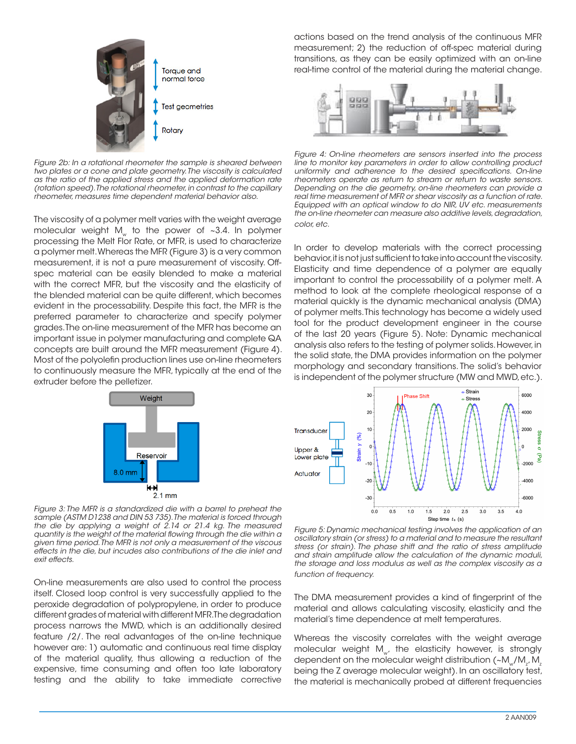*Figure 2b: In a rotational rheometer the sample is sheared between two plates or a cone and plate geometry. The viscosity is calculated as the ratio of the applied stress and the applied deformation rate (rotation speed). The rotational rheometer, in contrast to the capillary rheometer, measures time dependent material behavior also.*

The viscosity of a polymer melt varies with the weight average molecular weight $M_w$ to the power of ~3.4. In polymer processing the Melt Flor Rate, or MFR, is used to characterize a polymer melt. Whereas the MFR (Figure 3) is a very common measurement, it is not a pure measurement of viscosity. Off-spec material can be easily blended to make a material with the correct MFR, but the viscosity and the elasticity of the blended material can be quite different, which becomes evident in the processability. Despite this fact, the MFR is the preferred parameter to characterize and specify polymer grades. The on-line measurement of the MFR has become an important issue in polymer manufacturing and complete QA concepts are built around the MFR measurement (Figure 4). Most of the polyolefin production lines use on-line rheometers to continuously measure the MFR, typically at the end of the extruder before the pelletizer.

*Figure 3: The MFR is a standardized die with a barrel to preheat the sample (ASTM D1238 and DIN 53 735). The material is forced through the die by applying a weight of 2.14 or 21.4 kg. The measured quantity is the weight of the material flowing through the die within a given time period. The MFR is not only a measurement of the viscous effects in the die, but incudes also contributions of the die inlet and exit effects.*

On-line measurements are also used to control the process itself. Closed loop control is very successfully applied to the peroxide degradation of polypropylene, in order to produce different grades of material with different MFR. The degradation process narrows the MWD, which is an additionally desired feature /2/. The real advantages of the on-line technique however are: 1) automatic and continuous real time display of the material quality, thus allowing a reduction of the expensive, time consuming and often too late laboratory testing and the ability to take immediate corrective actions based on the trend analysis of the continuous MFR measurement; 2) the reduction of off-spec material during transitions, as they can be easily optimized with an on-line real-time control of the material during the material change.

*Figure 4: On-line rheometers are sensors inserted into the process line to monitor key parameters in order to allow controlling product uniformity and adherence to the desired specifications. On-line rheometers operate as return to stream or return to waste sensors. Depending on the die geometry, on-line rheometers can provide a real time measurement of MFR or shear viscosity as a function of rate. Equipped with an optical window to do NIR, UV etc. measurements the on-line rheometer can measure also additive levels, degradation, color, etc.*

In order to develop materials with the correct processing behavior, it is not just sufficient to take into account the viscosity. Elasticity and time dependence of a polymer are equally important to control the processability of a polymer melt. A method to look at the complete rheological response of a material quickly is the dynamic mechanical analysis (DMA) of polymer melts. This technology has become a widely used tool for the product development engineer in the course of the last 20 years (Figure 5). Note: Dynamic mechanical analysis also refers to the testing of polymer solids. However, in the solid state, the DMA provides information on the polymer morphology and secondary transitions. The solid's behavior is independent of the polymer structure (MW and MWD, etc.).

*Figure 5: Dynamic mechanical testing involves the application of an oscillatory strain (or stress) to a material and to measure the resultant stress (or strain). The phase shift and the ratio of stress amplitude and strain amplitude allow the calculation of the dynamic moduli, the storage and loss modulus as well as the complex viscosity as a function of frequency.*

The DMA measurement provides a kind of fingerprint of the material and allows calculating viscosity, elasticity and the material's time dependence at melt temperatures.

Whereas the viscosity correlates with the weight average molecular weight $M_w$, the elasticity however, is strongly dependent on the molecular weight distribution (~$M_w/M_z$, $M_z$ being the Z average molecular weight). In an oscillatory test, the material is mechanically probed at different frequencies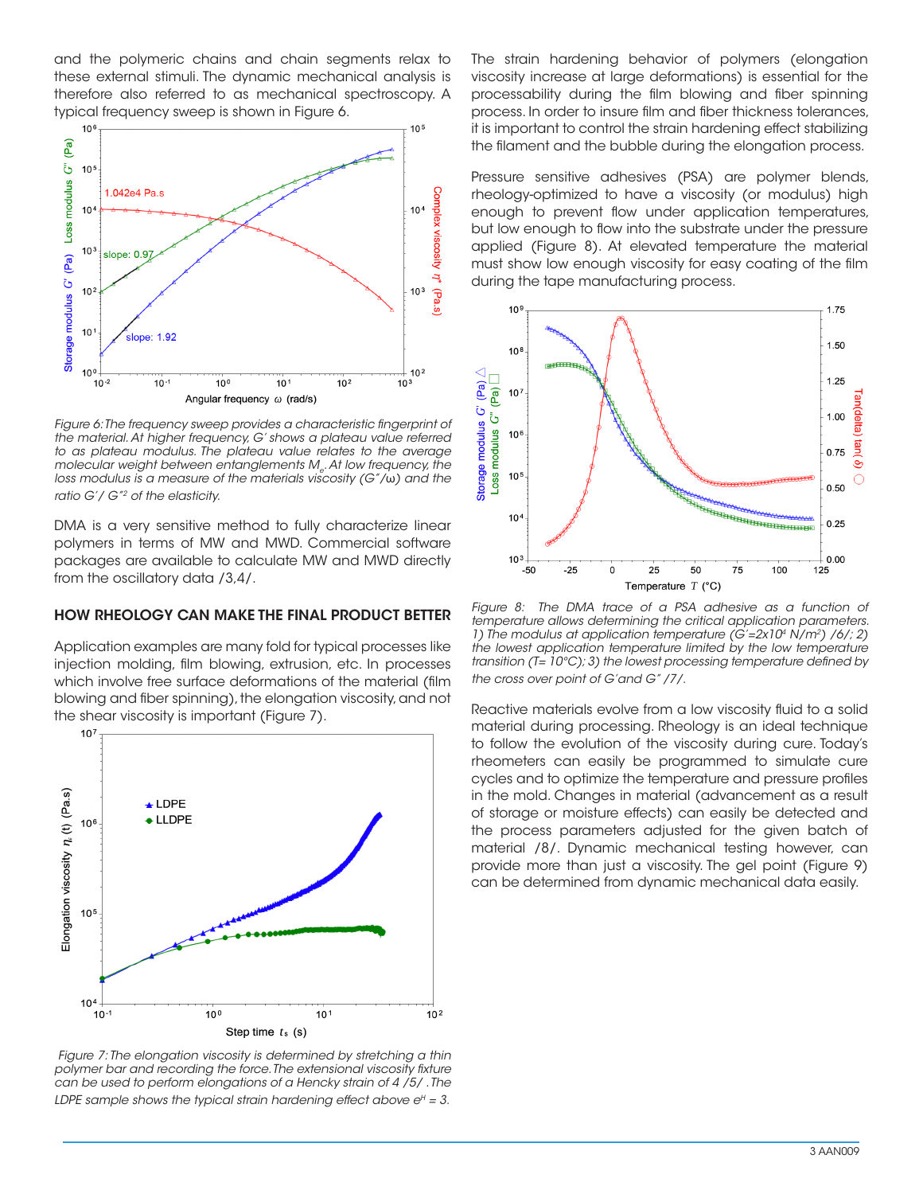and the polymeric chains and chain segments relax to these external stimuli. The dynamic mechanical analysis is therefore also referred to as mechanical spectroscopy. A typical frequency sweep is shown in Figure 6.

*Figure 6: The frequency sweep provides a characteristic fingerprint of the material. At higher frequency, G′ shows a plateau value referred to as plateau modulus. The plateau value relates to the average molecular weight between entanglements $M_e$. At low frequency, the loss modulus is a measure of the materials viscosity (G″/ω) and the ratio G′/ G″$^2$ of the elasticity.*

DMA is a very sensitive method to fully characterize linear polymers in terms of MW and MWD. Commercial software packages are available to calculate MW and MWD directly from the oscillatory data /3,4/.

## HOW RHEOLOGY CAN MAKE THE FINAL PRODUCT BETTER

Application examples are many fold for typical processes like injection molding, film blowing, extrusion, etc. In processes which involve free surface deformations of the material (film blowing and fiber spinning), the elongation viscosity, and not the shear viscosity is important (Figure 7).

*Figure 7: The elongation viscosity is determined by stretching a thin polymer bar and recording the force. The extensional viscosity fixture can be used to perform elongations of a Hencky strain of 4 /5/ . The LDPE sample shows the typical strain hardening effect above $\varepsilon^H = 3$.*

The strain hardening behavior of polymers (elongation viscosity increase at large deformations) is essential for the processability during the film blowing and fiber spinning process. In order to insure film and fiber thickness tolerances, it is important to control the strain hardening effect stabilizing the filament and the bubble during the elongation process.

Pressure sensitive adhesives (PSA) are polymer blends, rheology-optimized to have a viscosity (or modulus) high enough to prevent flow under application temperatures, but low enough to flow into the substrate under the pressure applied (Figure 8). At elevated temperature the material must show low enough viscosity for easy coating of the film during the tape manufacturing process.

*Figure 8: The DMA trace of a PSA adhesive as a function of temperature allows determining the critical application parameters. 1) The modulus at application temperature (G′=2x10$^4$ N/m$^2$) /6/; 2) the lowest application temperature limited by the low temperature transition (T= 10°C); 3) the lowest processing temperature defined by the cross over point of G′and G″ /7/.*

Reactive materials evolve from a low viscosity fluid to a solid material during processing. Rheology is an ideal technique to follow the evolution of the viscosity during cure. Today's rheometers can easily be programmed to simulate cure cycles and to optimize the temperature and pressure profiles in the mold. Changes in material (advancement as a result of storage or moisture effects) can easily be detected and the process parameters adjusted for the given batch of material /8/. Dynamic mechanical testing however, can provide more than just a viscosity. The gel point (Figure 9) can be determined from dynamic mechanical data easily.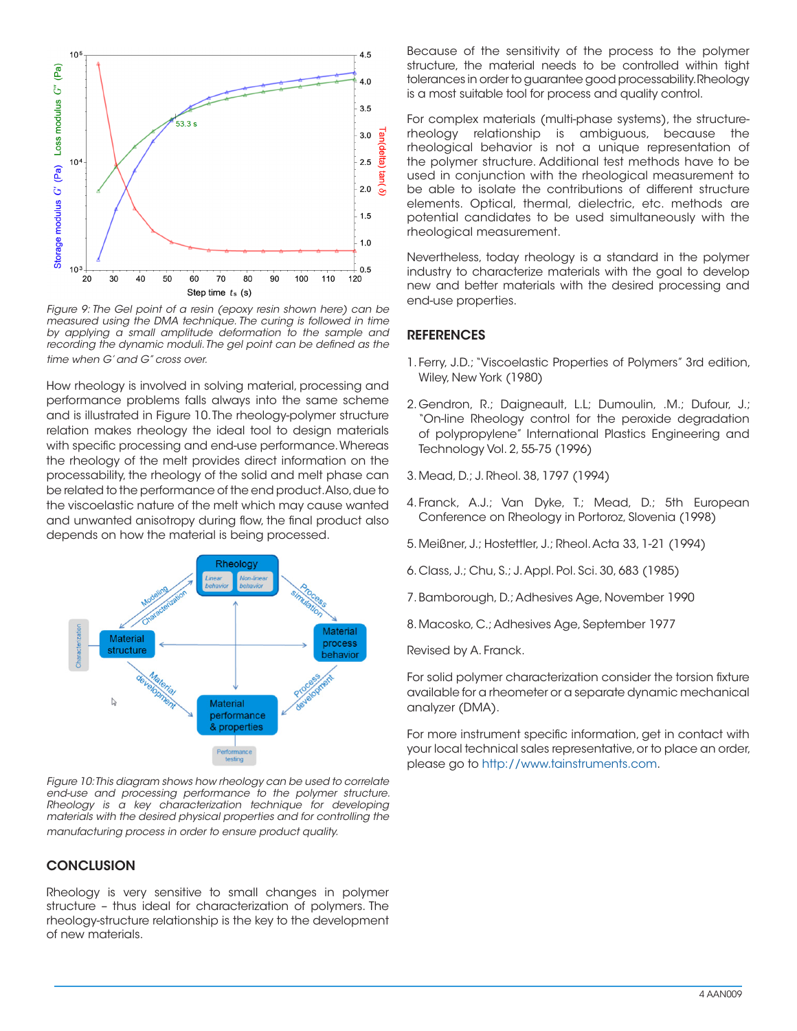$10^5$
$10^4$
$10^3$
Storage modulus $G'$ (Pa) Loss modulus $G''$ (Pa)
4.5
4.0
3.5
3.0
2.5
2.0
1.5
1.0
0.5
Tan(delta) tan( δ)
53.3 s
20 30 40 50 60 70 80 90 100 110 120
Step time $t_S$ (s)

*Figure 9: The Gel point of a resin (epoxy resin shown here) can be measured using the DMA technique. The curing is followed in time by applying a small amplitude deformation to the sample and recording the dynamic moduli. The gel point can be defined as the time when G' and G" cross over.*

How rheology is involved in solving material, processing and performance problems falls always into the same scheme and is illustrated in Figure 10. The rheology-polymer structure relation makes rheology the ideal tool to design materials with specific processing and end-use performance. Whereas the rheology of the melt provides direct information on the processability, the rheology of the solid and melt phase can be related to the performance of the end product. Also, due to the viscoelastic nature of the melt which may cause wanted and unwanted anisotropy during flow, the final product also depends on how the material is being processed.

Rheology
Linear behavior
Non-linear behavior
Modeling
Characterization
Process simulation
Characterization
Material structure
Material process behavior
Material development
Process development
Material performance & properties
Performance testing

*Figure 10: This diagram shows how rheology can be used to correlate end-use and processing performance to the polymer structure. Rheology is a key characterization technique for developing materials with the desired physical properties and for controlling the manufacturing process in order to ensure product quality.*

## CONCLUSION

Rheology is very sensitive to small changes in polymer structure – thus ideal for characterization of polymers. The rheology-structure relationship is the key to the development of new materials.

Because of the sensitivity of the process to the polymer structure, the material needs to be controlled within tight tolerances in order to guarantee good processability. Rheology is a most suitable tool for process and quality control.

For complex materials (multi-phase systems), the structure-rheology relationship is ambiguous, because the rheological behavior is not a unique representation of the polymer structure. Additional test methods have to be used in conjunction with the rheological measurement to be able to isolate the contributions of different structure elements. Optical, thermal, dielectric, etc. methods are potential candidates to be used simultaneously with the rheological measurement.

Nevertheless, today rheology is a standard in the polymer industry to characterize materials with the goal to develop new and better materials with the desired processing and end-use properties.

## REFERENCES

1. Ferry, J.D.; "Viscoelastic Properties of Polymers" 3rd edition, Wiley, New York (1980)
2. Gendron, R.; Daigneault, L.L; Dumoulin, .M.; Dufour, J.; "On-line Rheology control for the peroxide degradation of polypropylene" International Plastics Engineering and Technology Vol. 2, 55-75 (1996)
3. Mead, D.; J. Rheol. 38, 1797 (1994)
4. Franck, A.J.; Van Dyke, T.; Mead, D.; 5th European Conference on Rheology in Portoroz, Slovenia (1998)
5. Meißner, J.; Hostettler, J.; Rheol. Acta 33, 1-21 (1994)
6. Class, J.; Chu, S.; J. Appl. Pol. Sci. 30, 683 (1985)
7. Bamborough, D.; Adhesives Age, November 1990
8. Macosko, C.; Adhesives Age, September 1977

Revised by A. Franck.

For solid polymer characterization consider the torsion fixture available for a rheometer or a separate dynamic mechanical analyzer (DMA).

For more instrument specific information, get in contact with your local technical sales representative, or to place an order, please go to http://www.tainstruments.com.